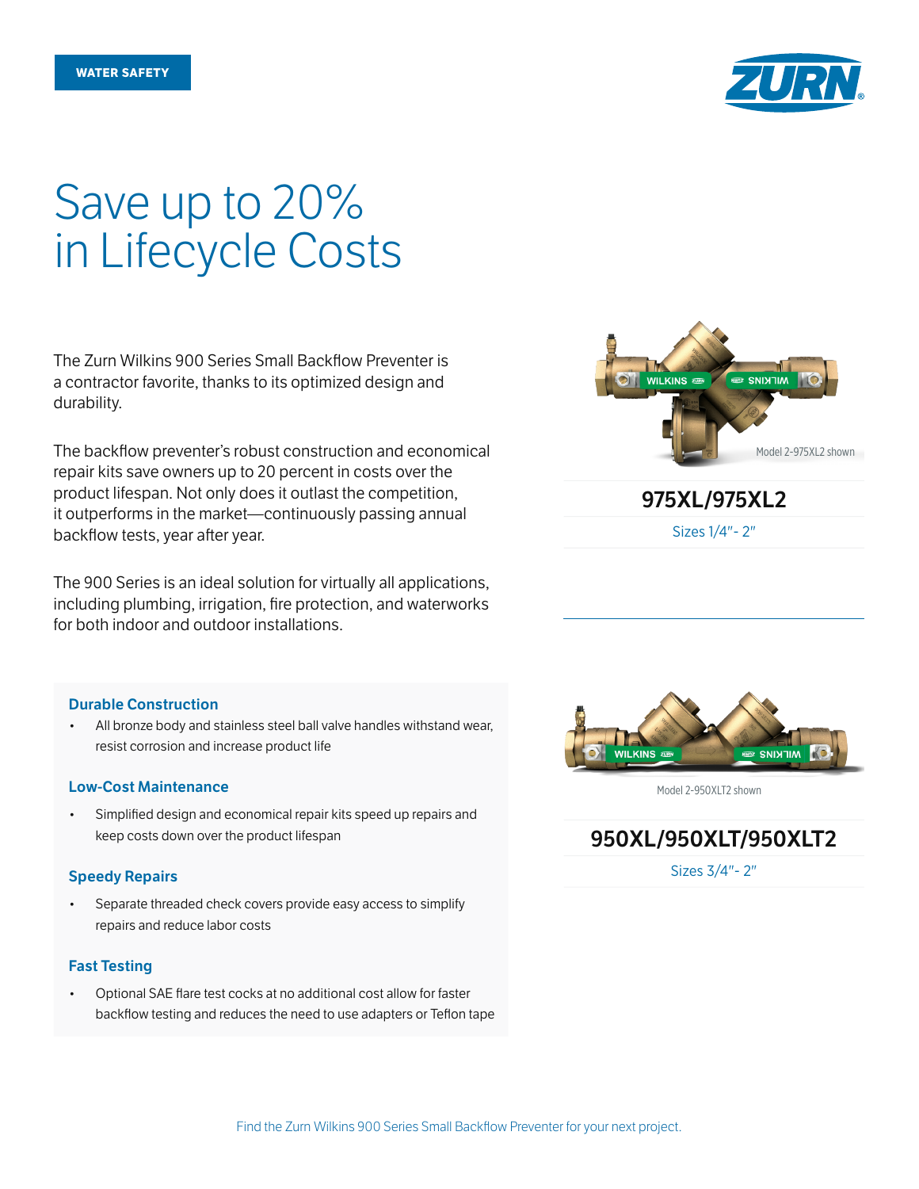WATER SAFETY

# Save up to 20% in Lifecycle Costs

The Zurn Wilkins 900 Series Small Backflow Preventer is a contractor favorite, thanks to its optimized design and durability.

The backflow preventer's robust construction and economical repair kits save owners up to 20 percent in costs over the product lifespan. Not only does it outlast the competition, it outperforms in the market—continuously passing annual backflow tests, year after year.

The 900 Series is an ideal solution for virtually all applications, including plumbing, irrigation, fire protection, and waterworks for both indoor and outdoor installations.

### Durable Construction

- All bronze body and stainless steel ball valve handles withstand wear, resist corrosion and increase product life

### Low-Cost Maintenance

- Simplified design and economical repair kits speed up repairs and keep costs down over the product lifespan

### Speedy Repairs

- Separate threaded check covers provide easy access to simplify repairs and reduce labor costs

### Fast Testing

- Optional SAE flare test cocks at no additional cost allow for faster backflow testing and reduces the need to use adapters or Teflon tape

Model 2-975XL2 shown

## 975XL/975XL2

Sizes 1/4"- 2"

Model 2-950XLT2 shown

## 950XL/950XLT/950XLT2

Sizes 3/4"- 2"

Find the Zurn Wilkins 900 Series Small Backflow Preventer for your next project.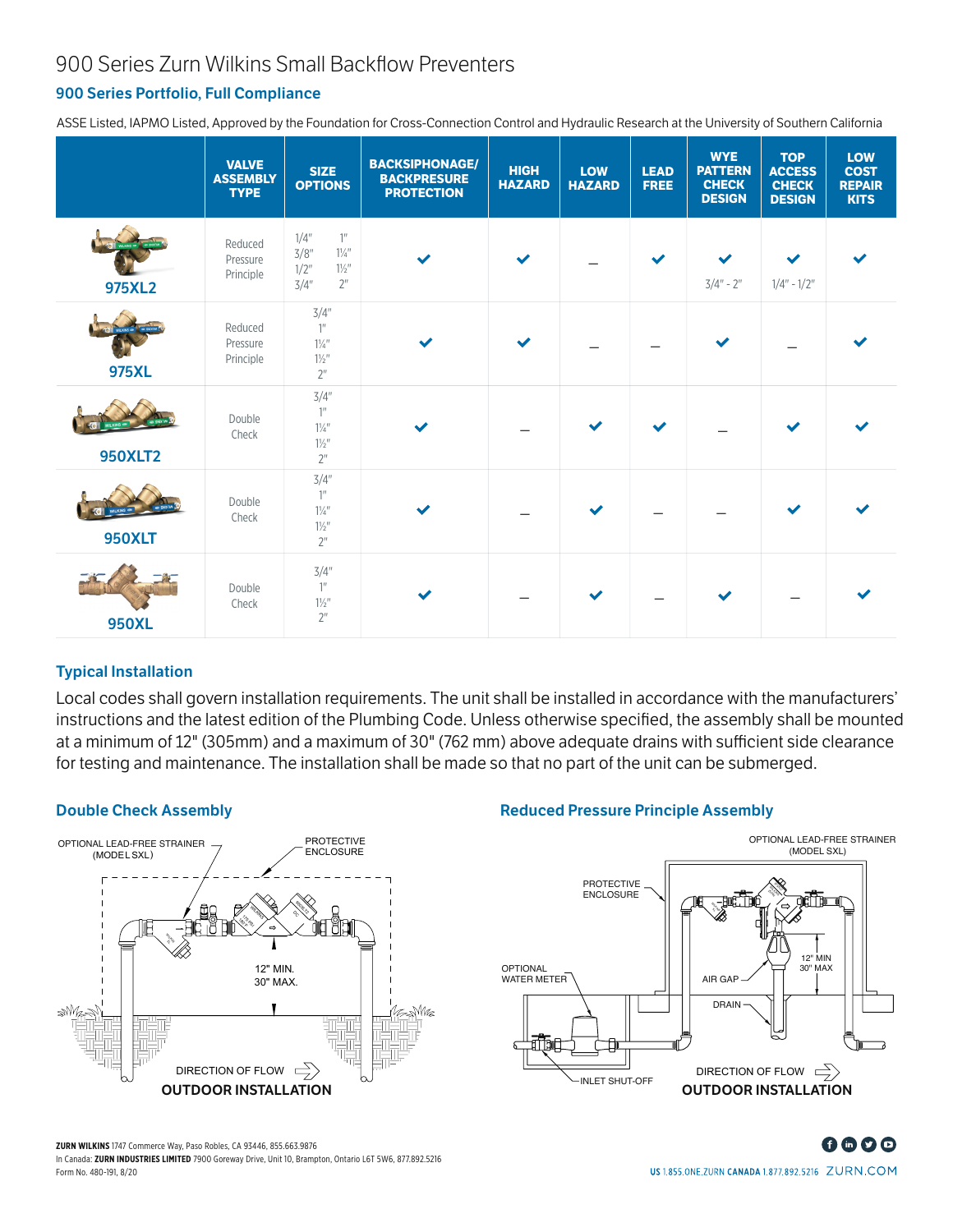# 900 Series Zurn Wilkins Small Backflow Preventers

## 900 Series Portfolio, Full Compliance

ASSE Listed, IAPMO Listed, Approved by the Foundation for Cross-Connection Control and Hydraulic Research at the University of Southern California

| | VALVE ASSEMBLY TYPE | SIZE OPTIONS | BACKSIPHONAGE/ BACKPRESURE PROTECTION | HIGH HAZARD | LOW HAZARD | LEAD FREE | WYE PATTERN CHECK DESIGN | TOP ACCESS CHECK DESIGN | LOW COST REPAIR KITS |
|---|---|---|---|---|---|---|---|---|---|
| 975XL2 | Reduced Pressure Principle | 1/4" 3/8" 1/2" 3/4" 1" 1¼" 1½" 2" | ✔ | ✔ | – | ✔ | ✔ 3/4" - 2" | ✔ 1/4" - 1/2" | ✔ |
| 975XL | Reduced Pressure Principle | 3/4" 1" 1¼" 1½" 2" | ✔ | ✔ | – | – | ✔ | – | ✔ |
| 950XLT2 | Double Check | 3/4" 1" 1¼" 1½" 2" | ✔ | – | ✔ | ✔ | – | ✔ | ✔ |
| 950XLT | Double Check | 3/4" 1" 1¼" 1½" 2" | ✔ | – | ✔ | – | – | ✔ | ✔ |
| 950XL | Double Check | 3/4" 1" 1½" 2" | ✔ | – | ✔ | – | ✔ | – | ✔ |

## Typical Installation

Local codes shall govern installation requirements. The unit shall be installed in accordance with the manufacturers' instructions and the latest edition of the Plumbing Code. Unless otherwise specified, the assembly shall be mounted at a minimum of 12" (305mm) and a maximum of 30" (762 mm) above adequate drains with sufficient side clearance for testing and maintenance. The installation shall be made so that no part of the unit can be submerged.

### Double Check Assembly

OPTIONAL LEAD-FREE STRAINER (MODEL SXL)

PROTECTIVE ENCLOSURE

12" MIN.
30" MAX.

DIRECTION OF FLOW

**OUTDOOR INSTALLATION**

### Reduced Pressure Principle Assembly

OPTIONAL LEAD-FREE STRAINER (MODEL SXL)

PROTECTIVE ENCLOSURE

OPTIONAL WATER METER

AIR GAP

12" MIN
30" MAX

DRAIN

INLET SHUT-OFF

DIRECTION OF FLOW

**OUTDOOR INSTALLATION**

**ZURN WILKINS** 1747 Commerce Way, Paso Robles, CA 93446, 855.663.9876
In Canada: **ZURN INDUSTRIES LIMITED** 7900 Goreway Drive, Unit 10, Brampton, Ontario L6T 5W6, 877.892.5216
Form No. 480-191, 8/20

US 1.855.ONE.ZURN CANADA 1.877.892.5216 ZURN.COM